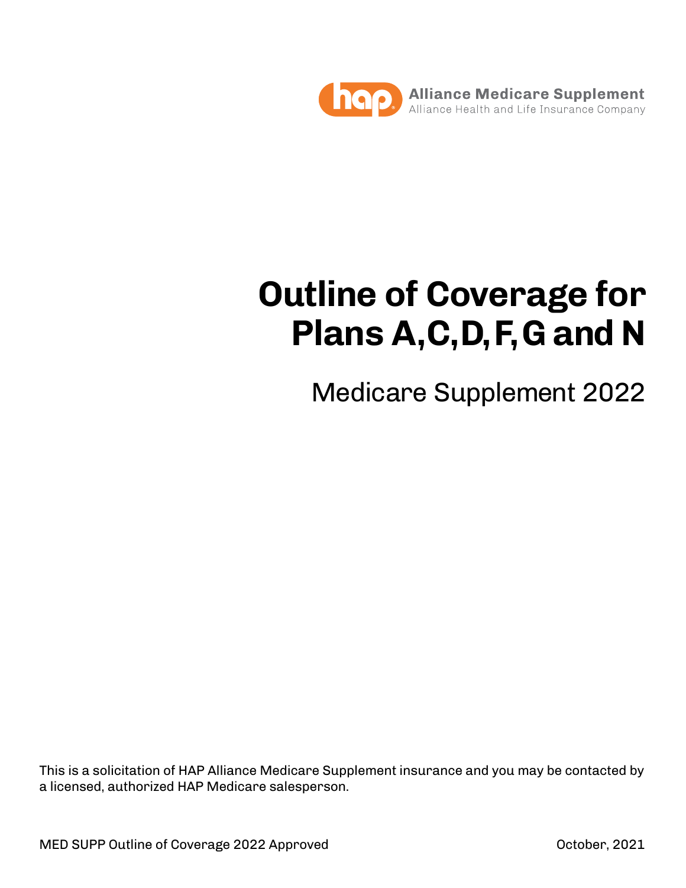hap Alliance Medicare Supplement
Alliance Health and Life Insurance Company

# Outline of Coverage for Plans A, C, D, F, G and N

## Medicare Supplement 2022

This is a solicitation of HAP Alliance Medicare Supplement insurance and you may be contacted by a licensed, authorized HAP Medicare salesperson.

MED SUPP Outline of Coverage 2022 Approved

October, 2021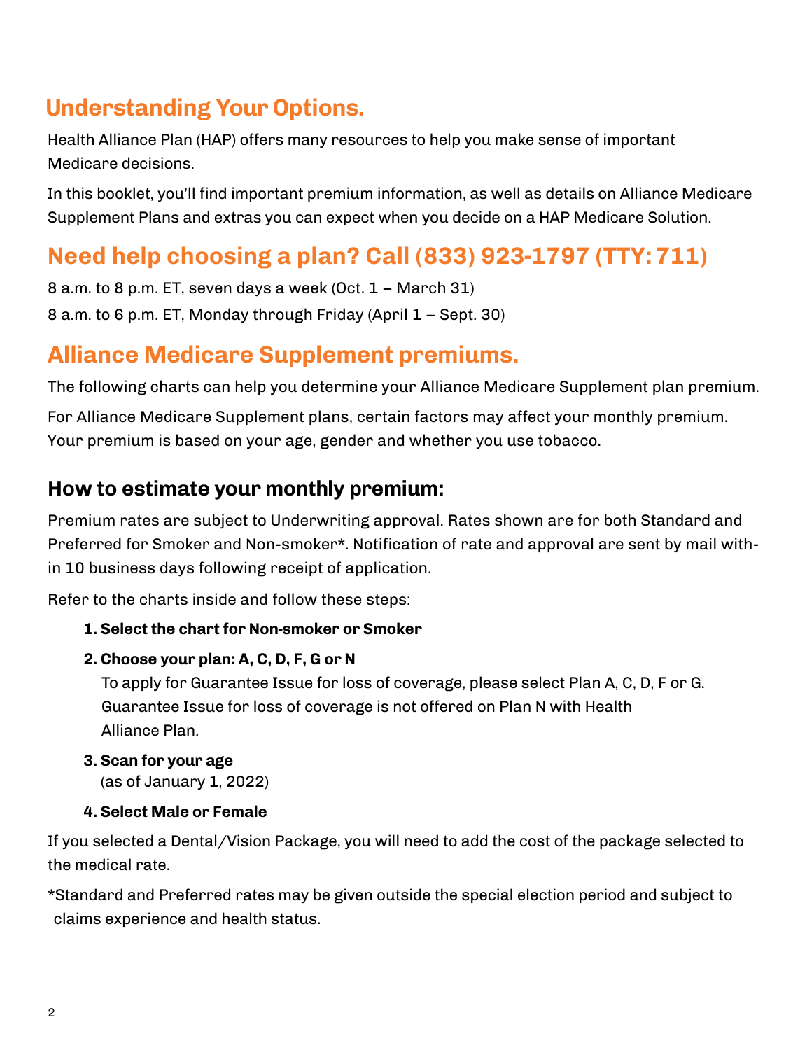## Understanding Your Options.

Health Alliance Plan (HAP) offers many resources to help you make sense of important Medicare decisions.

In this booklet, you'll find important premium information, as well as details on Alliance Medicare Supplement Plans and extras you can expect when you decide on a HAP Medicare Solution.

## Need help choosing a plan? Call (833) 923-1797 (TTY: 711)

8 a.m. to 8 p.m. ET, seven days a week (Oct. 1 – March 31)

8 a.m. to 6 p.m. ET, Monday through Friday (April 1 – Sept. 30)

## Alliance Medicare Supplement premiums.

The following charts can help you determine your Alliance Medicare Supplement plan premium.

For Alliance Medicare Supplement plans, certain factors may affect your monthly premium. Your premium is based on your age, gender and whether you use tobacco.

### How to estimate your monthly premium:

Premium rates are subject to Underwriting approval. Rates shown are for both Standard and Preferred for Smoker and Non-smoker*. Notification of rate and approval are sent by mail within 10 business days following receipt of application.

Refer to the charts inside and follow these steps:

1. **Select the chart for Non-smoker or Smoker**
2. **Choose your plan: A, C, D, F, G or N**
   To apply for Guarantee Issue for loss of coverage, please select Plan A, C, D, F or G. Guarantee Issue for loss of coverage is not offered on Plan N with Health Alliance Plan.
3. **Scan for your age**
   (as of January 1, 2022)
4. **Select Male or Female**

If you selected a Dental/Vision Package, you will need to add the cost of the package selected to the medical rate.

*Standard and Preferred rates may be given outside the special election period and subject to claims experience and health status.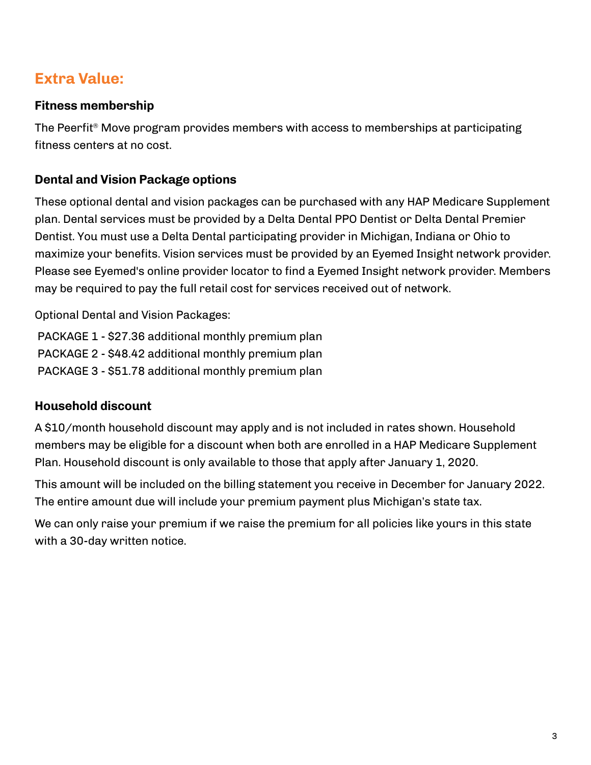## Extra Value:

### Fitness membership

The Peerfit® Move program provides members with access to memberships at participating fitness centers at no cost.

### Dental and Vision Package options

These optional dental and vision packages can be purchased with any HAP Medicare Supplement plan. Dental services must be provided by a Delta Dental PPO Dentist or Delta Dental Premier Dentist. You must use a Delta Dental participating provider in Michigan, Indiana or Ohio to maximize your benefits. Vision services must be provided by an Eyemed Insight network provider. Please see Eyemed's online provider locator to find a Eyemed Insight network provider. Members may be required to pay the full retail cost for services received out of network.

Optional Dental and Vision Packages:

PACKAGE 1 - $27.36 additional monthly premium plan
PACKAGE 2 - $48.42 additional monthly premium plan
PACKAGE 3 - $51.78 additional monthly premium plan

### Household discount

A $10/month household discount may apply and is not included in rates shown. Household members may be eligible for a discount when both are enrolled in a HAP Medicare Supplement Plan. Household discount is only available to those that apply after January 1, 2020.

This amount will be included on the billing statement you receive in December for January 2022. The entire amount due will include your premium payment plus Michigan's state tax.

We can only raise your premium if we raise the premium for all policies like yours in this state with a 30-day written notice.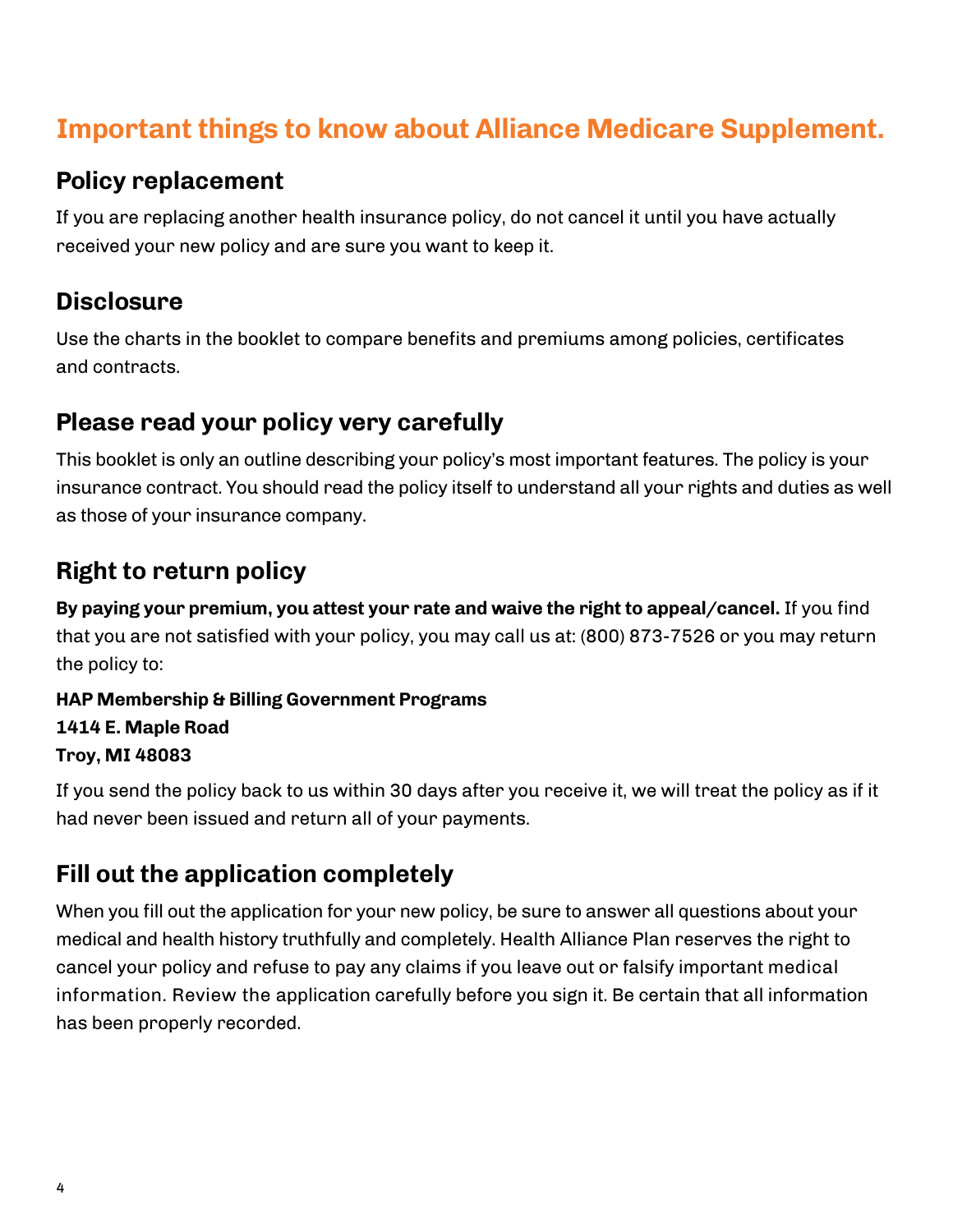# Important things to know about Alliance Medicare Supplement.

## Policy replacement

If you are replacing another health insurance policy, do not cancel it until you have actually received your new policy and are sure you want to keep it.

## Disclosure

Use the charts in the booklet to compare benefits and premiums among policies, certificates and contracts.

## Please read your policy very carefully

This booklet is only an outline describing your policy's most important features. The policy is your insurance contract. You should read the policy itself to understand all your rights and duties as well as those of your insurance company.

## Right to return policy

**By paying your premium, you attest your rate and waive the right to appeal/cancel.** If you find that you are not satisfied with your policy, you may call us at: (800) 873-7526 or you may return the policy to:

**HAP Membership & Billing Government Programs**
**1414 E. Maple Road**
**Troy, MI 48083**

If you send the policy back to us within 30 days after you receive it, we will treat the policy as if it had never been issued and return all of your payments.

## Fill out the application completely

When you fill out the application for your new policy, be sure to answer all questions about your medical and health history truthfully and completely. Health Alliance Plan reserves the right to cancel your policy and refuse to pay any claims if you leave out or falsify important medical information. Review the application carefully before you sign it. Be certain that all information has been properly recorded.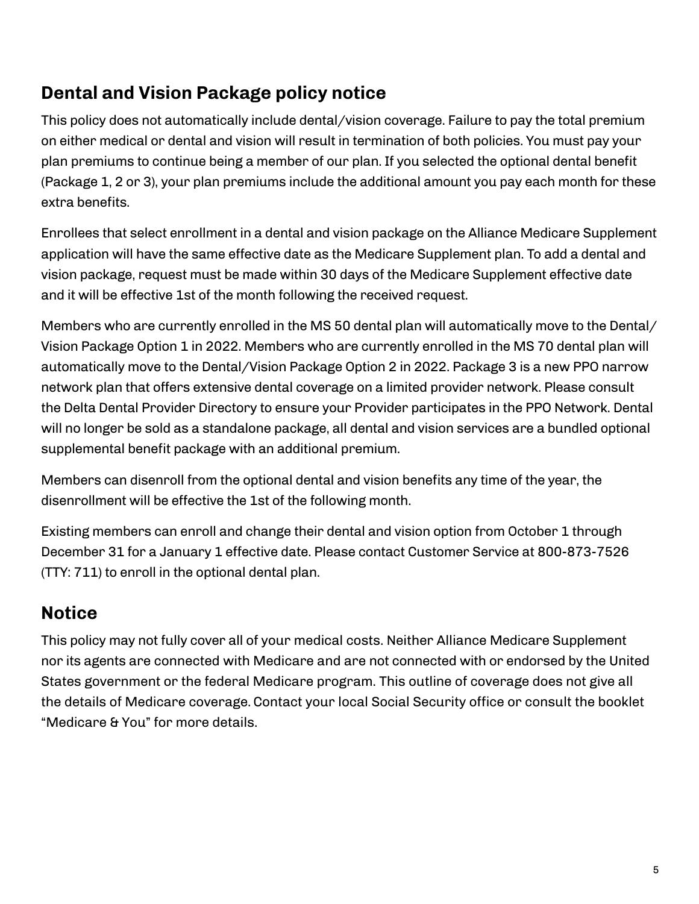## Dental and Vision Package policy notice

This policy does not automatically include dental/vision coverage. Failure to pay the total premium on either medical or dental and vision will result in termination of both policies. You must pay your plan premiums to continue being a member of our plan. If you selected the optional dental benefit (Package 1, 2 or 3), your plan premiums include the additional amount you pay each month for these extra benefits.

Enrollees that select enrollment in a dental and vision package on the Alliance Medicare Supplement application will have the same effective date as the Medicare Supplement plan. To add a dental and vision package, request must be made within 30 days of the Medicare Supplement effective date and it will be effective 1st of the month following the received request.

Members who are currently enrolled in the MS 50 dental plan will automatically move to the Dental/ Vision Package Option 1 in 2022. Members who are currently enrolled in the MS 70 dental plan will automatically move to the Dental/Vision Package Option 2 in 2022. Package 3 is a new PPO narrow network plan that offers extensive dental coverage on a limited provider network. Please consult the Delta Dental Provider Directory to ensure your Provider participates in the PPO Network. Dental will no longer be sold as a standalone package, all dental and vision services are a bundled optional supplemental benefit package with an additional premium.

Members can disenroll from the optional dental and vision benefits any time of the year, the disenrollment will be effective the 1st of the following month.

Existing members can enroll and change their dental and vision option from October 1 through December 31 for a January 1 effective date. Please contact Customer Service at 800-873-7526 (TTY: 711) to enroll in the optional dental plan.

## Notice

This policy may not fully cover all of your medical costs. Neither Alliance Medicare Supplement nor its agents are connected with Medicare and are not connected with or endorsed by the United States government or the federal Medicare program. This outline of coverage does not give all the details of Medicare coverage. Contact your local Social Security office or consult the booklet "Medicare & You" for more details.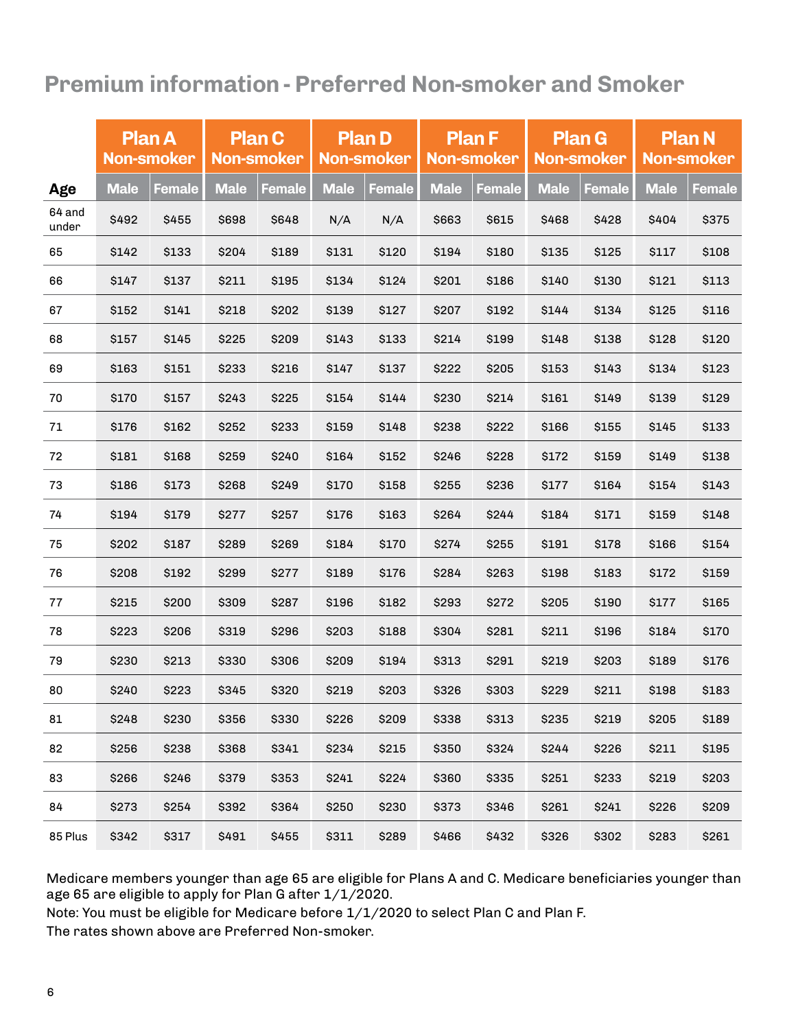## Premium information - Preferred Non-smoker and Smoker

| Age | Plan A Non-smoker | | Plan C Non-smoker | | Plan D Non-smoker | | Plan F Non-smoker | | Plan G Non-smoker | | Plan N Non-smoker | |
|---|---|---|---|---|---|---|---|---|---|---|---|---|
| | Male | Female | Male | Female | Male | Female | Male | Female | Male | Female | Male | Female |
| 64 and under | $492 | $455 | $698 | $648 | N/A | N/A | $663 | $615 | $468 | $428 | $404 | $375 |
| 65 | $142 | $133 | $204 | $189 | $131 | $120 | $194 | $180 | $135 | $125 | $117 | $108 |
| 66 | $147 | $137 | $211 | $195 | $134 | $124 | $201 | $186 | $140 | $130 | $121 | $113 |
| 67 | $152 | $141 | $218 | $202 | $139 | $127 | $207 | $192 | $144 | $134 | $125 | $116 |
| 68 | $157 | $145 | $225 | $209 | $143 | $133 | $214 | $199 | $148 | $138 | $128 | $120 |
| 69 | $163 | $151 | $233 | $216 | $147 | $137 | $222 | $205 | $153 | $143 | $134 | $123 |
| 70 | $170 | $157 | $243 | $225 | $154 | $144 | $230 | $214 | $161 | $149 | $139 | $129 |
| 71 | $176 | $162 | $252 | $233 | $159 | $148 | $238 | $222 | $166 | $155 | $145 | $133 |
| 72 | $181 | $168 | $259 | $240 | $164 | $152 | $246 | $228 | $172 | $159 | $149 | $138 |
| 73 | $186 | $173 | $268 | $249 | $170 | $158 | $255 | $236 | $177 | $164 | $154 | $143 |
| 74 | $194 | $179 | $277 | $257 | $176 | $163 | $264 | $244 | $184 | $171 | $159 | $148 |
| 75 | $202 | $187 | $289 | $269 | $184 | $170 | $274 | $255 | $191 | $178 | $166 | $154 |
| 76 | $208 | $192 | $299 | $277 | $189 | $176 | $284 | $263 | $198 | $183 | $172 | $159 |
| 77 | $215 | $200 | $309 | $287 | $196 | $182 | $293 | $272 | $205 | $190 | $177 | $165 |
| 78 | $223 | $206 | $319 | $296 | $203 | $188 | $304 | $281 | $211 | $196 | $184 | $170 |
| 79 | $230 | $213 | $330 | $306 | $209 | $194 | $313 | $291 | $219 | $203 | $189 | $176 |
| 80 | $240 | $223 | $345 | $320 | $219 | $203 | $326 | $303 | $229 | $211 | $198 | $183 |
| 81 | $248 | $230 | $356 | $330 | $226 | $209 | $338 | $313 | $235 | $219 | $205 | $189 |
| 82 | $256 | $238 | $368 | $341 | $234 | $215 | $350 | $324 | $244 | $226 | $211 | $195 |
| 83 | $266 | $246 | $379 | $353 | $241 | $224 | $360 | $335 | $251 | $233 | $219 | $203 |
| 84 | $273 | $254 | $392 | $364 | $250 | $230 | $373 | $346 | $261 | $241 | $226 | $209 |
| 85 Plus | $342 | $317 | $491 | $455 | $311 | $289 | $466 | $432 | $326 | $302 | $283 | $261 |

Medicare members younger than age 65 are eligible for Plans A and C. Medicare beneficiaries younger than age 65 are eligible to apply for Plan G after 1/1/2020.

Note: You must be eligible for Medicare before 1/1/2020 to select Plan C and Plan F.

The rates shown above are Preferred Non-smoker.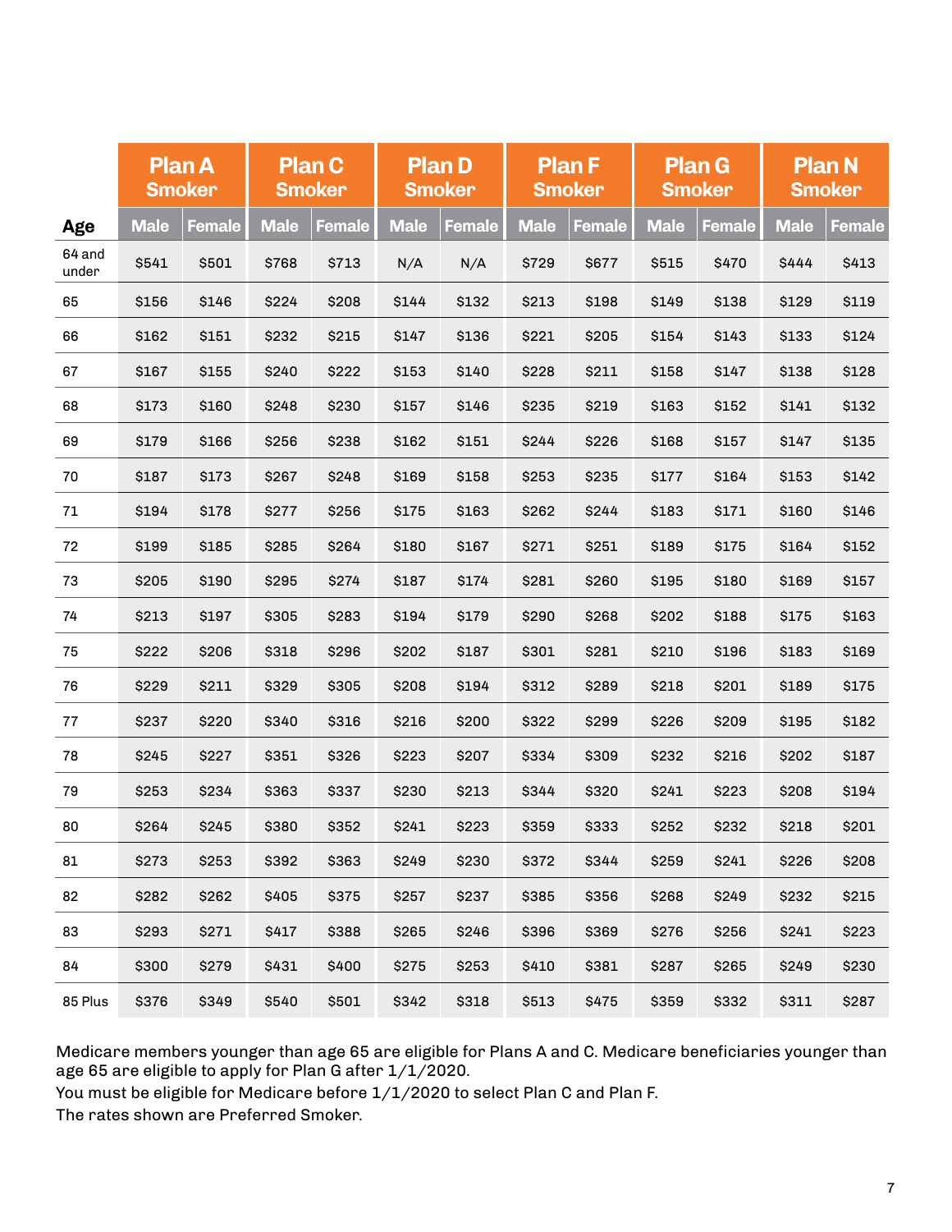| Age | Plan A Smoker | | Plan C Smoker | | Plan D Smoker | | Plan F Smoker | | Plan G Smoker | | Plan N Smoker | |
|---|---|---|---|---|---|---|---|---|---|---|---|---|
| | Male | Female | Male | Female | Male | Female | Male | Female | Male | Female | Male | Female |
| 64 and under | $541 | $501 | $768 | $713 | N/A | N/A | $729 | $677 | $515 | $470 | $444 | $413 |
| 65 | $156 | $146 | $224 | $208 | $144 | $132 | $213 | $198 | $149 | $138 | $129 | $119 |
| 66 | $162 | $151 | $232 | $215 | $147 | $136 | $221 | $205 | $154 | $143 | $133 | $124 |
| 67 | $167 | $155 | $240 | $222 | $153 | $140 | $228 | $211 | $158 | $147 | $138 | $128 |
| 68 | $173 | $160 | $248 | $230 | $157 | $146 | $235 | $219 | $163 | $152 | $141 | $132 |
| 69 | $179 | $166 | $256 | $238 | $162 | $151 | $244 | $226 | $168 | $157 | $147 | $135 |
| 70 | $187 | $173 | $267 | $248 | $169 | $158 | $253 | $235 | $177 | $164 | $153 | $142 |
| 71 | $194 | $178 | $277 | $256 | $175 | $163 | $262 | $244 | $183 | $171 | $160 | $146 |
| 72 | $199 | $185 | $285 | $264 | $180 | $167 | $271 | $251 | $189 | $175 | $164 | $152 |
| 73 | $205 | $190 | $295 | $274 | $187 | $174 | $281 | $260 | $195 | $180 | $169 | $157 |
| 74 | $213 | $197 | $305 | $283 | $194 | $179 | $290 | $268 | $202 | $188 | $175 | $163 |
| 75 | $222 | $206 | $318 | $296 | $202 | $187 | $301 | $281 | $210 | $196 | $183 | $169 |
| 76 | $229 | $211 | $329 | $305 | $208 | $194 | $312 | $289 | $218 | $201 | $189 | $175 |
| 77 | $237 | $220 | $340 | $316 | $216 | $200 | $322 | $299 | $226 | $209 | $195 | $182 |
| 78 | $245 | $227 | $351 | $326 | $223 | $207 | $334 | $309 | $232 | $216 | $202 | $187 |
| 79 | $253 | $234 | $363 | $337 | $230 | $213 | $344 | $320 | $241 | $223 | $208 | $194 |
| 80 | $264 | $245 | $380 | $352 | $241 | $223 | $359 | $333 | $252 | $232 | $218 | $201 |
| 81 | $273 | $253 | $392 | $363 | $249 | $230 | $372 | $344 | $259 | $241 | $226 | $208 |
| 82 | $282 | $262 | $405 | $375 | $257 | $237 | $385 | $356 | $268 | $249 | $232 | $215 |
| 83 | $293 | $271 | $417 | $388 | $265 | $246 | $396 | $369 | $276 | $256 | $241 | $223 |
| 84 | $300 | $279 | $431 | $400 | $275 | $253 | $410 | $381 | $287 | $265 | $249 | $230 |
| 85 Plus | $376 | $349 | $540 | $501 | $342 | $318 | $513 | $475 | $359 | $332 | $311 | $287 |

Medicare members younger than age 65 are eligible for Plans A and C. Medicare beneficiaries younger than age 65 are eligible to apply for Plan G after 1/1/2020.

You must be eligible for Medicare before 1/1/2020 to select Plan C and Plan F.

The rates shown are Preferred Smoker.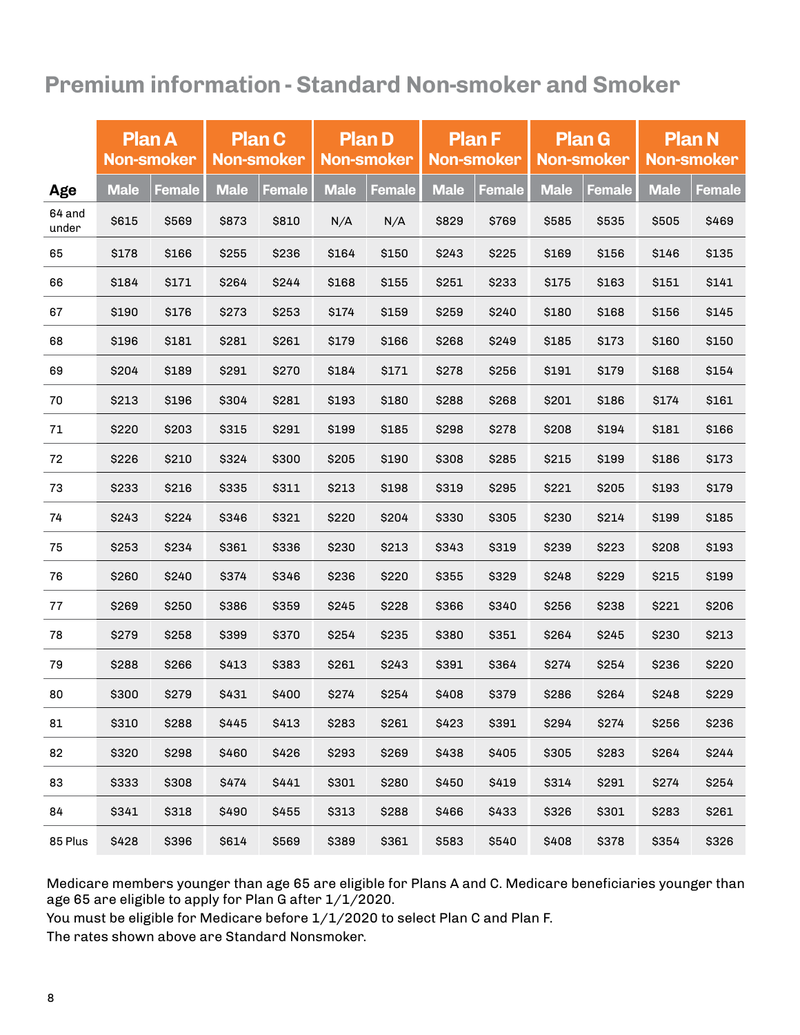## Premium information - Standard Non-smoker and Smoker

| | Plan A Non-smoker | | Plan C Non-smoker | | Plan D Non-smoker | | Plan F Non-smoker | | Plan G Non-smoker | | Plan N Non-smoker | |
|---|---|---|---|---|---|---|---|---|---|---|---|---|
| **Age** | **Male** | **Female** | **Male** | **Female** | **Male** | **Female** | **Male** | **Female** | **Male** | **Female** | **Male** | **Female** |
| 64 and under | $615 | $569 | $873 | $810 | N/A | N/A | $829 | $769 | $585 | $535 | $505 | $469 |
| 65 | $178 | $166 | $255 | $236 | $164 | $150 | $243 | $225 | $169 | $156 | $146 | $135 |
| 66 | $184 | $171 | $264 | $244 | $168 | $155 | $251 | $233 | $175 | $163 | $151 | $141 |
| 67 | $190 | $176 | $273 | $253 | $174 | $159 | $259 | $240 | $180 | $168 | $156 | $145 |
| 68 | $196 | $181 | $281 | $261 | $179 | $166 | $268 | $249 | $185 | $173 | $160 | $150 |
| 69 | $204 | $189 | $291 | $270 | $184 | $171 | $278 | $256 | $191 | $179 | $168 | $154 |
| 70 | $213 | $196 | $304 | $281 | $193 | $180 | $288 | $268 | $201 | $186 | $174 | $161 |
| 71 | $220 | $203 | $315 | $291 | $199 | $185 | $298 | $278 | $208 | $194 | $181 | $166 |
| 72 | $226 | $210 | $324 | $300 | $205 | $190 | $308 | $285 | $215 | $199 | $186 | $173 |
| 73 | $233 | $216 | $335 | $311 | $213 | $198 | $319 | $295 | $221 | $205 | $193 | $179 |
| 74 | $243 | $224 | $346 | $321 | $220 | $204 | $330 | $305 | $230 | $214 | $199 | $185 |
| 75 | $253 | $234 | $361 | $336 | $230 | $213 | $343 | $319 | $239 | $223 | $208 | $193 |
| 76 | $260 | $240 | $374 | $346 | $236 | $220 | $355 | $329 | $248 | $229 | $215 | $199 |
| 77 | $269 | $250 | $386 | $359 | $245 | $228 | $366 | $340 | $256 | $238 | $221 | $206 |
| 78 | $279 | $258 | $399 | $370 | $254 | $235 | $380 | $351 | $264 | $245 | $230 | $213 |
| 79 | $288 | $266 | $413 | $383 | $261 | $243 | $391 | $364 | $274 | $254 | $236 | $220 |
| 80 | $300 | $279 | $431 | $400 | $274 | $254 | $408 | $379 | $286 | $264 | $248 | $229 |
| 81 | $310 | $288 | $445 | $413 | $283 | $261 | $423 | $391 | $294 | $274 | $256 | $236 |
| 82 | $320 | $298 | $460 | $426 | $293 | $269 | $438 | $405 | $305 | $283 | $264 | $244 |
| 83 | $333 | $308 | $474 | $441 | $301 | $280 | $450 | $419 | $314 | $291 | $274 | $254 |
| 84 | $341 | $318 | $490 | $455 | $313 | $288 | $466 | $433 | $326 | $301 | $283 | $261 |
| 85 Plus | $428 | $396 | $614 | $569 | $389 | $361 | $583 | $540 | $408 | $378 | $354 | $326 |

Medicare members younger than age 65 are eligible for Plans A and C. Medicare beneficiaries younger than age 65 are eligible to apply for Plan G after 1/1/2020.

You must be eligible for Medicare before 1/1/2020 to select Plan C and Plan F.

The rates shown above are Standard Nonsmoker.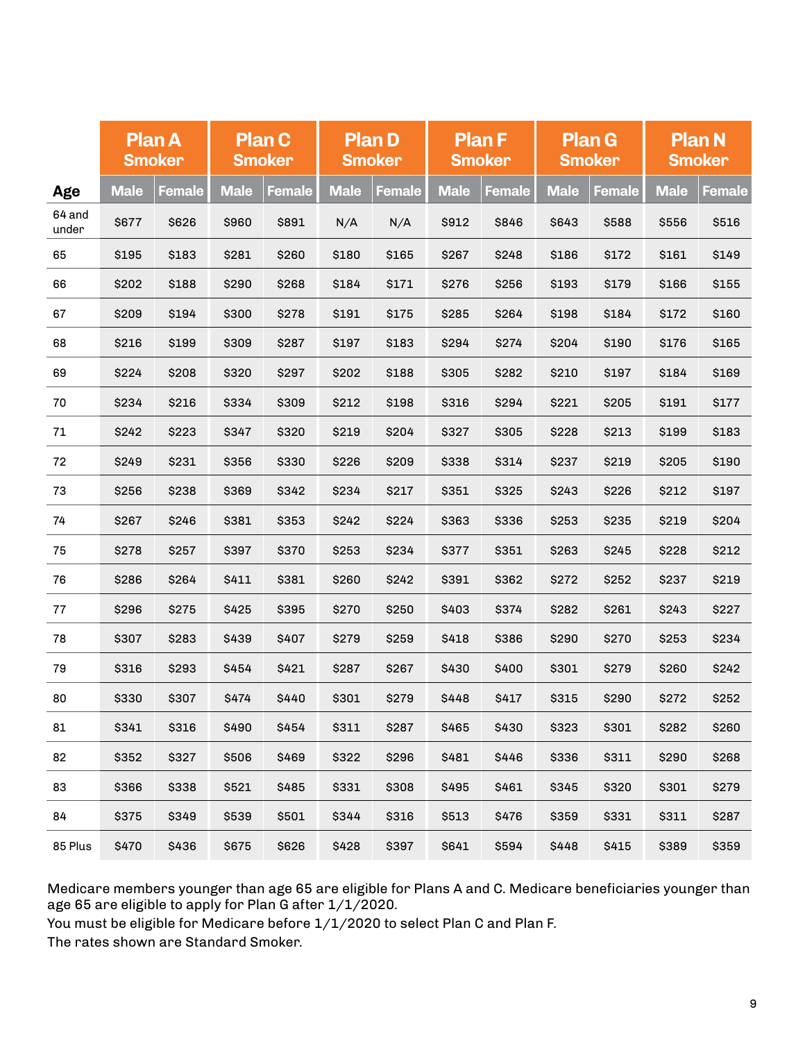| Age | Plan A Smoker | | Plan C Smoker | | Plan D Smoker | | Plan F Smoker | | Plan G Smoker | | Plan N Smoker | |
|---|---|---|---|---|---|---|---|---|---|---|---|---|
| | Male | Female | Male | Female | Male | Female | Male | Female | Male | Female | Male | Female |
| 64 and under | $677 | $626 | $960 | $891 | N/A | N/A | $912 | $846 | $643 | $588 | $556 | $516 |
| 65 | $195 | $183 | $281 | $260 | $180 | $165 | $267 | $248 | $186 | $172 | $161 | $149 |
| 66 | $202 | $188 | $290 | $268 | $184 | $171 | $276 | $256 | $193 | $179 | $166 | $155 |
| 67 | $209 | $194 | $300 | $278 | $191 | $175 | $285 | $264 | $198 | $184 | $172 | $160 |
| 68 | $216 | $199 | $309 | $287 | $197 | $183 | $294 | $274 | $204 | $190 | $176 | $165 |
| 69 | $224 | $208 | $320 | $297 | $202 | $188 | $305 | $282 | $210 | $197 | $184 | $169 |
| 70 | $234 | $216 | $334 | $309 | $212 | $198 | $316 | $294 | $221 | $205 | $191 | $177 |
| 71 | $242 | $223 | $347 | $320 | $219 | $204 | $327 | $305 | $228 | $213 | $199 | $183 |
| 72 | $249 | $231 | $356 | $330 | $226 | $209 | $338 | $314 | $237 | $219 | $205 | $190 |
| 73 | $256 | $238 | $369 | $342 | $234 | $217 | $351 | $325 | $243 | $226 | $212 | $197 |
| 74 | $267 | $246 | $381 | $353 | $242 | $224 | $363 | $336 | $253 | $235 | $219 | $204 |
| 75 | $278 | $257 | $397 | $370 | $253 | $234 | $377 | $351 | $263 | $245 | $228 | $212 |
| 76 | $286 | $264 | $411 | $381 | $260 | $242 | $391 | $362 | $272 | $252 | $237 | $219 |
| 77 | $296 | $275 | $425 | $395 | $270 | $250 | $403 | $374 | $282 | $261 | $243 | $227 |
| 78 | $307 | $283 | $439 | $407 | $279 | $259 | $418 | $386 | $290 | $270 | $253 | $234 |
| 79 | $316 | $293 | $454 | $421 | $287 | $267 | $430 | $400 | $301 | $279 | $260 | $242 |
| 80 | $330 | $307 | $474 | $440 | $301 | $279 | $448 | $417 | $315 | $290 | $272 | $252 |
| 81 | $341 | $316 | $490 | $454 | $311 | $287 | $465 | $430 | $323 | $301 | $282 | $260 |
| 82 | $352 | $327 | $506 | $469 | $322 | $296 | $481 | $446 | $336 | $311 | $290 | $268 |
| 83 | $366 | $338 | $521 | $485 | $331 | $308 | $495 | $461 | $345 | $320 | $301 | $279 |
| 84 | $375 | $349 | $539 | $501 | $344 | $316 | $513 | $476 | $359 | $331 | $311 | $287 |
| 85 Plus | $470 | $436 | $675 | $626 | $428 | $397 | $641 | $594 | $448 | $415 | $389 | $359 |

Medicare members younger than age 65 are eligible for Plans A and C. Medicare beneficiaries younger than age 65 are eligible to apply for Plan G after 1/1/2020.

You must be eligible for Medicare before 1/1/2020 to select Plan C and Plan F.

The rates shown are Standard Smoker.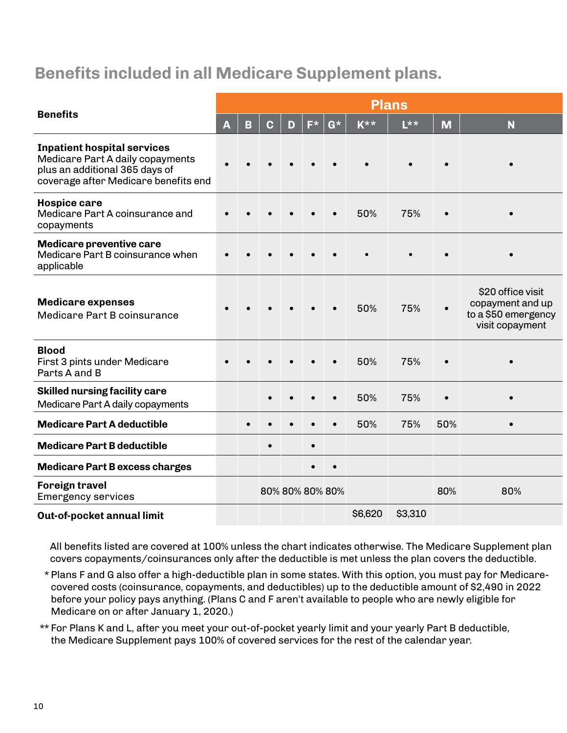## Benefits included in all Medicare Supplement plans.

| Benefits | Plans | | | | | | | | | |
|---|---|---|---|---|---|---|---|---|---|---|
| | A | B | C | D | F* | G* | K** | L** | M | N |
| **Inpatient hospital services** Medicare Part A daily copayments plus an additional 365 days of coverage after Medicare benefits end | • | • | • | • | • | • | • | • | • | • |
| **Hospice care** Medicare Part A coinsurance and copayments | • | • | • | • | • | • | 50% | 75% | • | • |
| **Medicare preventive care** Medicare Part B coinsurance when applicable | • | • | • | • | • | • | • | • | • | • |
| **Medicare expenses** Medicare Part B coinsurance | • | • | • | • | • | • | 50% | 75% | • | $20 office visit copayment and up to a $50 emergency visit copayment |
| **Blood** First 3 pints under Medicare Parts A and B | • | • | • | • | • | • | 50% | 75% | • | • |
| **Skilled nursing facility care** Medicare Part A daily copayments | | | • | • | • | • | 50% | 75% | • | • |
| **Medicare Part A deductible** | | • | • | • | • | • | 50% | 75% | 50% | • |
| **Medicare Part B deductible** | | | • | | • | | | | | |
| **Medicare Part B excess charges** | | | | | • | • | | | | |
| **Foreign travel** Emergency services | | | 80% | 80% | 80% | 80% | | | 80% | 80% |
| **Out-of-pocket annual limit** | | | | | | | $6,620 | $3,310 | | |

All benefits listed are covered at 100% unless the chart indicates otherwise. The Medicare Supplement plan covers copayments/coinsurances only after the deductible is met unless the plan covers the deductible.

\* Plans F and G also offer a high-deductible plan in some states. With this option, you must pay for Medicare-covered costs (coinsurance, copayments, and deductibles) up to the deductible amount of $2,490 in 2022 before your policy pays anything. (Plans C and F aren't available to people who are newly eligible for Medicare on or after January 1, 2020.)

\** For Plans K and L, after you meet your out-of-pocket yearly limit and your yearly Part B deductible, the Medicare Supplement pays 100% of covered services for the rest of the calendar year.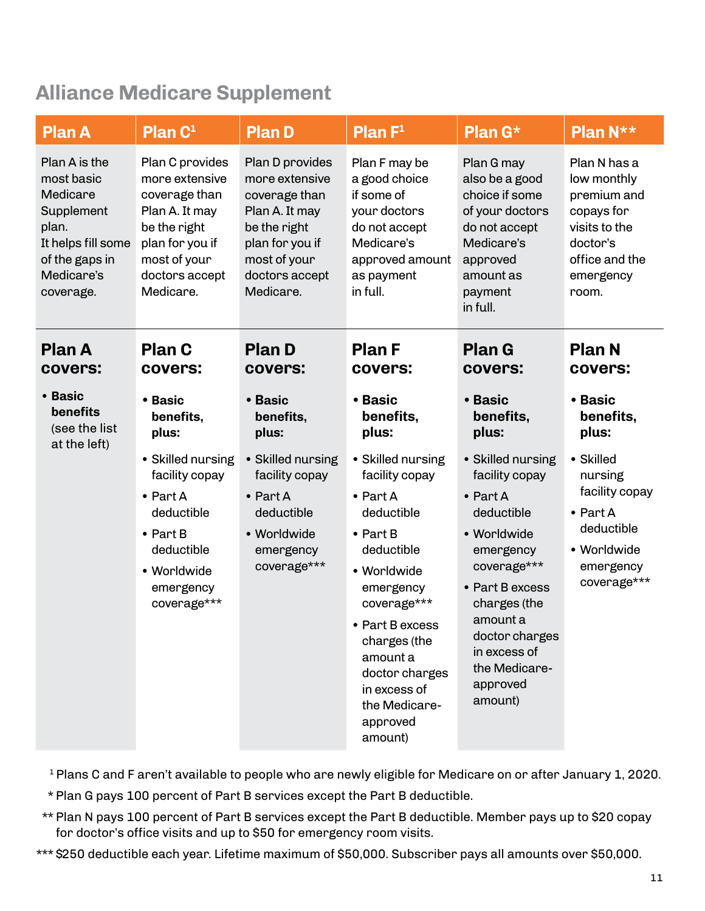## Alliance Medicare Supplement

| Plan A | Plan C[1] | Plan D | Plan F[1] | Plan G* | Plan N** |
|---|---|---|---|---|---|
| Plan A is the most basic Medicare Supplement plan. It helps fill some of the gaps in Medicare's coverage. | Plan C provides more extensive coverage than Plan A. It may be the right plan for you if most of your doctors accept Medicare. | Plan D provides more extensive coverage than Plan A. It may be the right plan for you if most of your doctors accept Medicare. | Plan F may be a good choice if some of your doctors do not accept Medicare's approved amount as payment in full. | Plan G may also be a good choice if some of your doctors do not accept Medicare's approved amount as payment in full. | Plan N has a low monthly premium and copays for visits to the doctor's office and the emergency room. |
| **Plan A covers:** • **Basic benefits** (see the list at the left) | **Plan C covers:** • **Basic benefits, plus:** • Skilled nursing facility copay • Part A deductible • Part B deductible • Worldwide emergency coverage*** | **Plan D covers:** • **Basic benefits, plus:** • Skilled nursing facility copay • Part A deductible • Worldwide emergency coverage*** | **Plan F covers:** • **Basic benefits, plus:** • Skilled nursing facility copay • Part A deductible • Part B deductible • Worldwide emergency coverage*** • Part B excess charges (the amount a doctor charges in excess of the Medicare-approved amount) | **Plan G covers:** • **Basic benefits, plus:** • Skilled nursing facility copay • Part A deductible • Worldwide emergency coverage*** • Part B excess charges (the amount a doctor charges in excess of the Medicare-approved amount) | **Plan N covers:** • **Basic benefits, plus:** • Skilled nursing facility copay • Part A deductible • Worldwide emergency coverage*** |

[1] Plans C and F aren't available to people who are newly eligible for Medicare on or after January 1, 2020.

\* Plan G pays 100 percent of Part B services except the Part B deductible.

\*\* Plan N pays 100 percent of Part B services except the Part B deductible. Member pays up to $20 copay for doctor's office visits and up to $50 for emergency room visits.

\*\*\* $250 deductible each year. Lifetime maximum of $50,000. Subscriber pays all amounts over $50,000.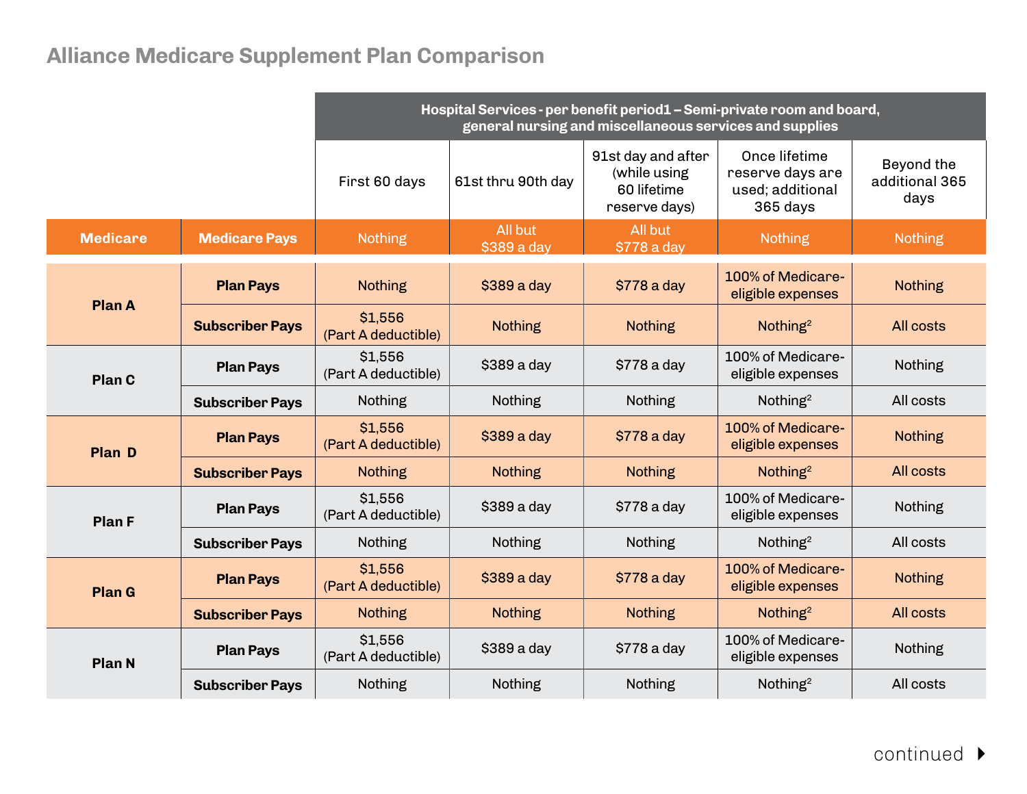## Alliance Medicare Supplement Plan Comparison

| | | Hospital Services - per benefit period1 – Semi-private room and board, general nursing and miscellaneous services and supplies | | | | |
|---|---|---|---|---|---|---|
| | | First 60 days | 61st thru 90th day | 91st day and after (while using 60 lifetime reserve days) | Once lifetime reserve days are used; additional 365 days | Beyond the additional 365 days |
| **Medicare** | **Medicare Pays** | Nothing | All but $389 a day | All but $778 a day | Nothing | Nothing |
| **Plan A** | **Plan Pays** | Nothing | $389 a day | $778 a day | 100% of Medicare-eligible expenses | Nothing |
| | **Subscriber Pays** | $1,556 (Part A deductible) | Nothing | Nothing | Nothing[2] | All costs |
| **Plan C** | **Plan Pays** | $1,556 (Part A deductible) | $389 a day | $778 a day | 100% of Medicare-eligible expenses | Nothing |
| | **Subscriber Pays** | Nothing | Nothing | Nothing | Nothing[2] | All costs |
| **Plan D** | **Plan Pays** | $1,556 (Part A deductible) | $389 a day | $778 a day | 100% of Medicare-eligible expenses | Nothing |
| | **Subscriber Pays** | Nothing | Nothing | Nothing | Nothing[2] | All costs |
| **Plan F** | **Plan Pays** | $1,556 (Part A deductible) | $389 a day | $778 a day | 100% of Medicare-eligible expenses | Nothing |
| | **Subscriber Pays** | Nothing | Nothing | Nothing | Nothing[2] | All costs |
| **Plan G** | **Plan Pays** | $1,556 (Part A deductible) | $389 a day | $778 a day | 100% of Medicare-eligible expenses | Nothing |
| | **Subscriber Pays** | Nothing | Nothing | Nothing | Nothing[2] | All costs |
| **Plan N** | **Plan Pays** | $1,556 (Part A deductible) | $389 a day | $778 a day | 100% of Medicare-eligible expenses | Nothing |
| | **Subscriber Pays** | Nothing | Nothing | Nothing | Nothing[2] | All costs |

continued ▶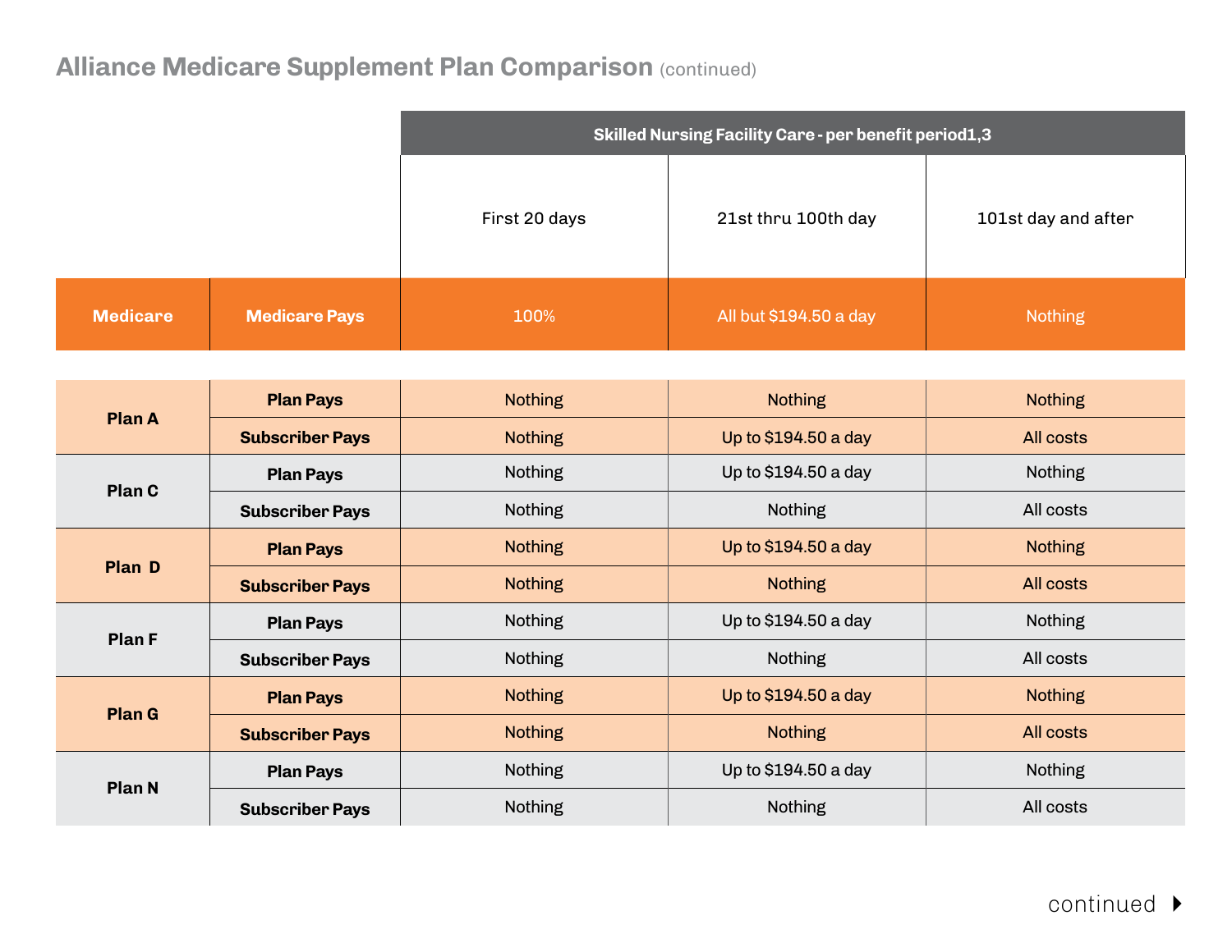# Alliance Medicare Supplement Plan Comparison (continued)

| | | Skilled Nursing Facility Care - per benefit period1,3 | | |
|---|---|---|---|---|
| | | First 20 days | 21st thru 100th day | 101st day and after |
| **Medicare** | **Medicare Pays** | 100% | All but $194.50 a day | Nothing |
| **Plan A** | **Plan Pays** | Nothing | Nothing | Nothing |
| | **Subscriber Pays** | Nothing | Up to $194.50 a day | All costs |
| **Plan C** | **Plan Pays** | Nothing | Up to $194.50 a day | Nothing |
| | **Subscriber Pays** | Nothing | Nothing | All costs |
| **Plan D** | **Plan Pays** | Nothing | Up to $194.50 a day | Nothing |
| | **Subscriber Pays** | Nothing | Nothing | All costs |
| **Plan F** | **Plan Pays** | Nothing | Up to $194.50 a day | Nothing |
| | **Subscriber Pays** | Nothing | Nothing | All costs |
| **Plan G** | **Plan Pays** | Nothing | Up to $194.50 a day | Nothing |
| | **Subscriber Pays** | Nothing | Nothing | All costs |
| **Plan N** | **Plan Pays** | Nothing | Up to $194.50 a day | Nothing |
| | **Subscriber Pays** | Nothing | Nothing | All costs |

continued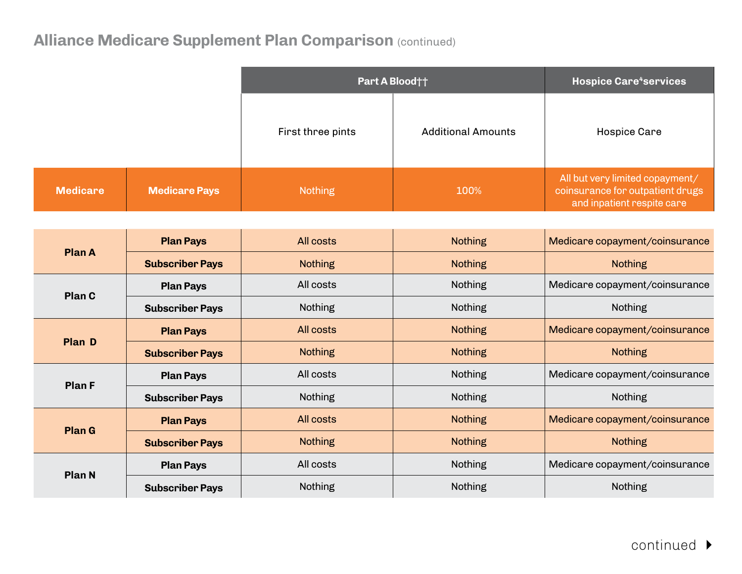## Alliance Medicare Supplement Plan Comparison (continued)

| | | Part A Blood†† | | Hospice Care[4] services |
|---|---|---|---|---|
| | | First three pints | Additional Amounts | Hospice Care |
| **Medicare** | **Medicare Pays** | Nothing | 100% | All but very limited copayment/ coinsurance for outpatient drugs and inpatient respite care |
| **Plan A** | **Plan Pays** | All costs | Nothing | Medicare copayment/coinsurance |
| | **Subscriber Pays** | Nothing | Nothing | Nothing |
| **Plan C** | **Plan Pays** | All costs | Nothing | Medicare copayment/coinsurance |
| | **Subscriber Pays** | Nothing | Nothing | Nothing |
| **Plan D** | **Plan Pays** | All costs | Nothing | Medicare copayment/coinsurance |
| | **Subscriber Pays** | Nothing | Nothing | Nothing |
| **Plan F** | **Plan Pays** | All costs | Nothing | Medicare copayment/coinsurance |
| | **Subscriber Pays** | Nothing | Nothing | Nothing |
| **Plan G** | **Plan Pays** | All costs | Nothing | Medicare copayment/coinsurance |
| | **Subscriber Pays** | Nothing | Nothing | Nothing |
| **Plan N** | **Plan Pays** | All costs | Nothing | Medicare copayment/coinsurance |
| | **Subscriber Pays** | Nothing | Nothing | Nothing |

continued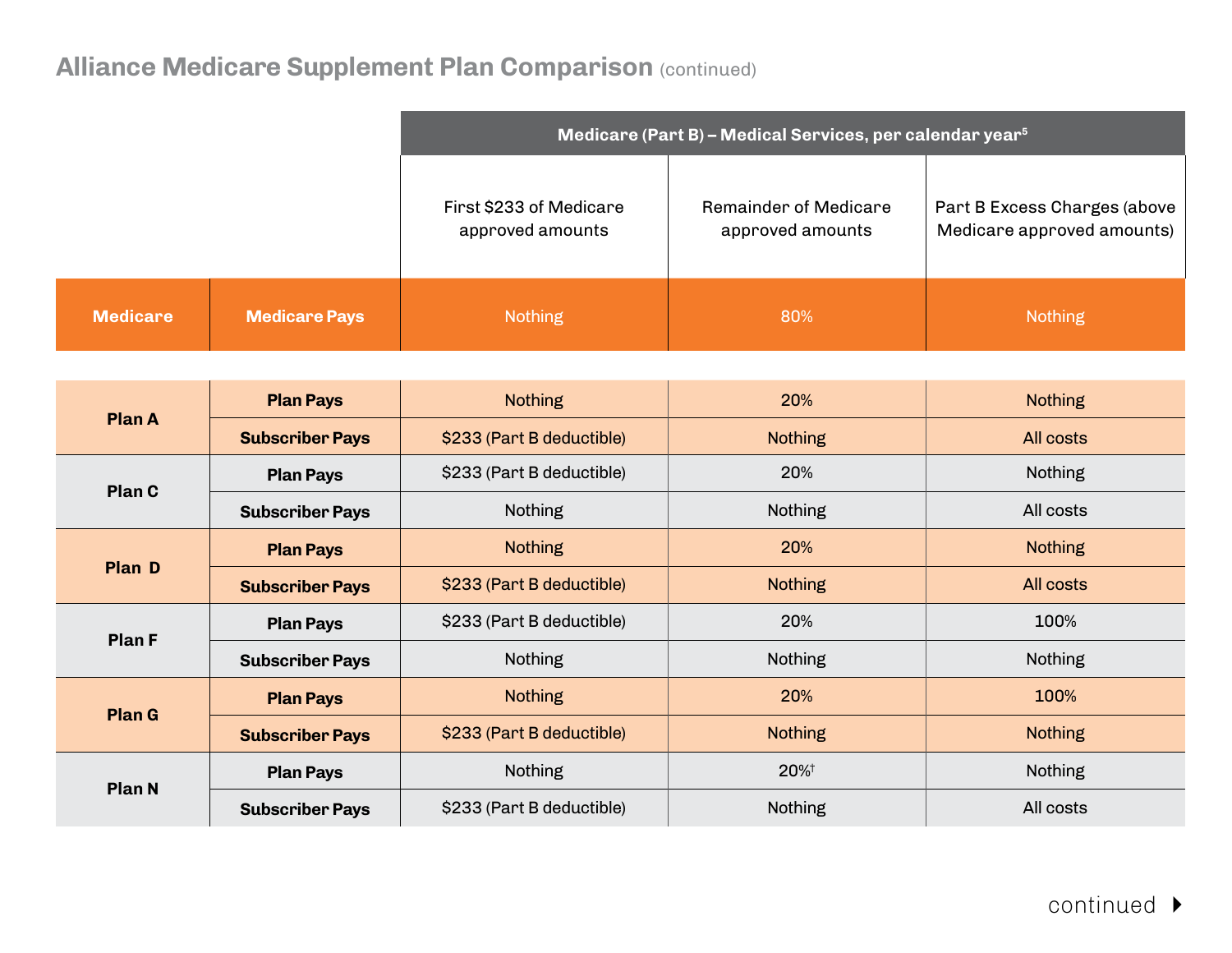## Alliance Medicare Supplement Plan Comparison (continued)

| | | Medicare (Part B) – Medical Services, per calendar year[5] | | |
|---|---|---|---|---|
| | | First $233 of Medicare approved amounts | Remainder of Medicare approved amounts | Part B Excess Charges (above Medicare approved amounts) |
| **Medicare** | **Medicare Pays** | Nothing | 80% | Nothing |
| **Plan A** | **Plan Pays** | Nothing | 20% | Nothing |
| | **Subscriber Pays** | $233 (Part B deductible) | Nothing | All costs |
| **Plan C** | **Plan Pays** | $233 (Part B deductible) | 20% | Nothing |
| | **Subscriber Pays** | Nothing | Nothing | All costs |
| **Plan D** | **Plan Pays** | Nothing | 20% | Nothing |
| | **Subscriber Pays** | $233 (Part B deductible) | Nothing | All costs |
| **Plan F** | **Plan Pays** | $233 (Part B deductible) | 20% | 100% |
| | **Subscriber Pays** | Nothing | Nothing | Nothing |
| **Plan G** | **Plan Pays** | Nothing | 20% | 100% |
| | **Subscriber Pays** | $233 (Part B deductible) | Nothing | Nothing |
| **Plan N** | **Plan Pays** | Nothing | 20%[†] | Nothing |
| | **Subscriber Pays** | $233 (Part B deductible) | Nothing | All costs |

continued ▸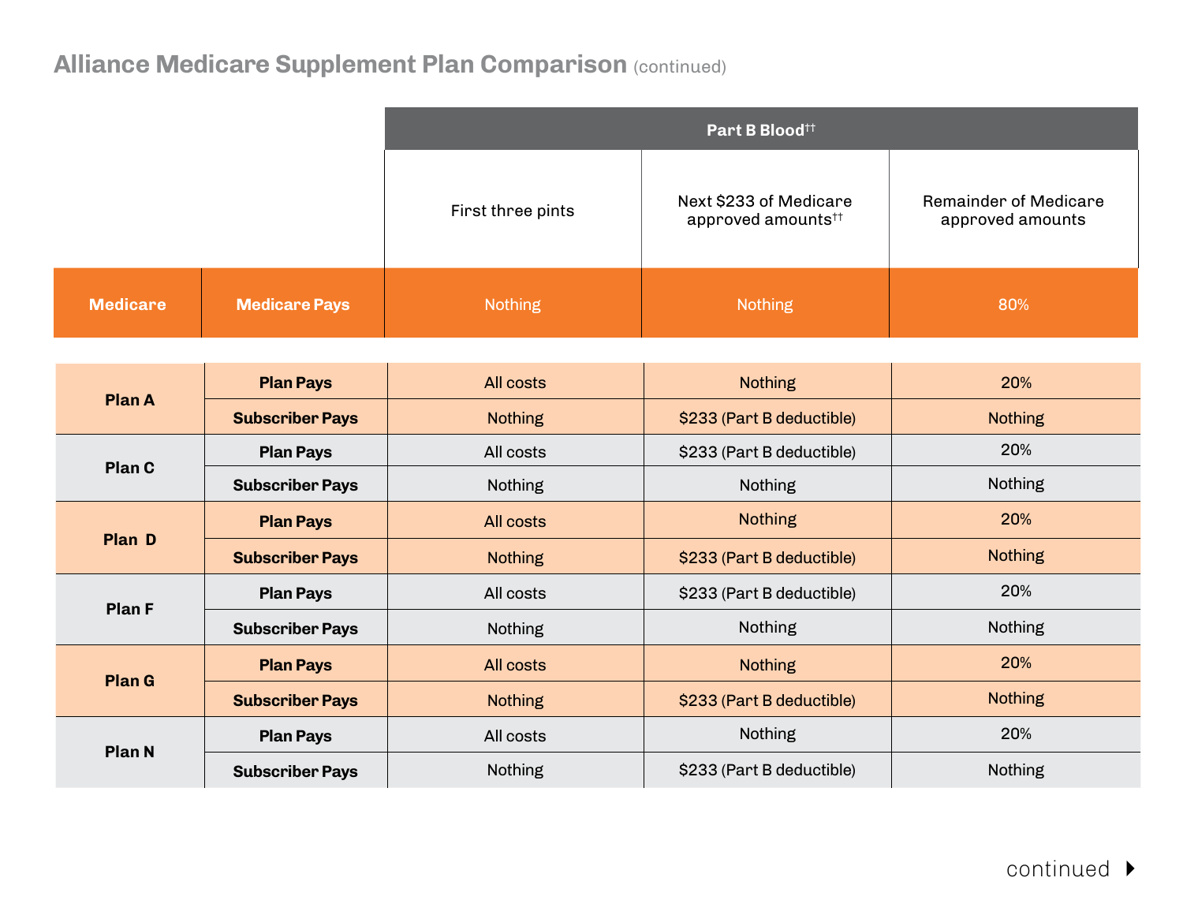## Alliance Medicare Supplement Plan Comparison (continued)

| | | Part B Blood[††] | | |
|---|---|---|---|---|
| | | First three pints | Next $233 of Medicare approved amounts[††] | Remainder of Medicare approved amounts |
| **Medicare** | **Medicare Pays** | Nothing | Nothing | 80% |
| **Plan A** | **Plan Pays** | All costs | Nothing | 20% |
| | **Subscriber Pays** | Nothing | $233 (Part B deductible) | Nothing |
| **Plan C** | **Plan Pays** | All costs | $233 (Part B deductible) | 20% |
| | **Subscriber Pays** | Nothing | Nothing | Nothing |
| **Plan D** | **Plan Pays** | All costs | Nothing | 20% |
| | **Subscriber Pays** | Nothing | $233 (Part B deductible) | Nothing |
| **Plan F** | **Plan Pays** | All costs | $233 (Part B deductible) | 20% |
| | **Subscriber Pays** | Nothing | Nothing | Nothing |
| **Plan G** | **Plan Pays** | All costs | Nothing | 20% |
| | **Subscriber Pays** | Nothing | $233 (Part B deductible) | Nothing |
| **Plan N** | **Plan Pays** | All costs | Nothing | 20% |
| | **Subscriber Pays** | Nothing | $233 (Part B deductible) | Nothing |

continued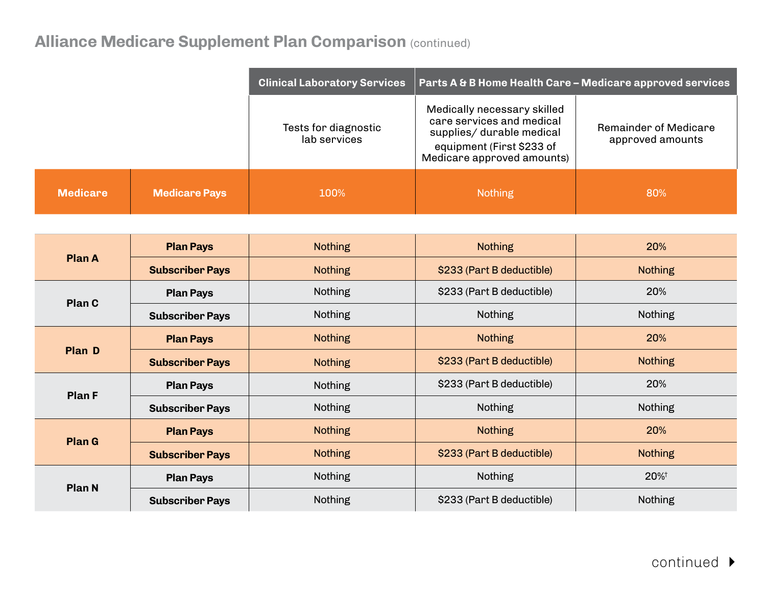## Alliance Medicare Supplement Plan Comparison (continued)

| | | Clinical Laboratory Services | Parts A & B Home Health Care – Medicare approved services | |
|---|---|---|---|---|
| | | Tests for diagnostic lab services | Medically necessary skilled care services and medical supplies/ durable medical equipment (First $233 of Medicare approved amounts) | Remainder of Medicare approved amounts |
| **Medicare** | **Medicare Pays** | 100% | Nothing | 80% |
| **Plan A** | **Plan Pays** | Nothing | Nothing | 20% |
| | **Subscriber Pays** | Nothing | $233 (Part B deductible) | Nothing |
| **Plan C** | **Plan Pays** | Nothing | $233 (Part B deductible) | 20% |
| | **Subscriber Pays** | Nothing | Nothing | Nothing |
| **Plan D** | **Plan Pays** | Nothing | Nothing | 20% |
| | **Subscriber Pays** | Nothing | $233 (Part B deductible) | Nothing |
| **Plan F** | **Plan Pays** | Nothing | $233 (Part B deductible) | 20% |
| | **Subscriber Pays** | Nothing | Nothing | Nothing |
| **Plan G** | **Plan Pays** | Nothing | Nothing | 20% |
| | **Subscriber Pays** | Nothing | $233 (Part B deductible) | Nothing |
| **Plan N** | **Plan Pays** | Nothing | Nothing | 20%† |
| | **Subscriber Pays** | Nothing | $233 (Part B deductible) | Nothing |

continued ▶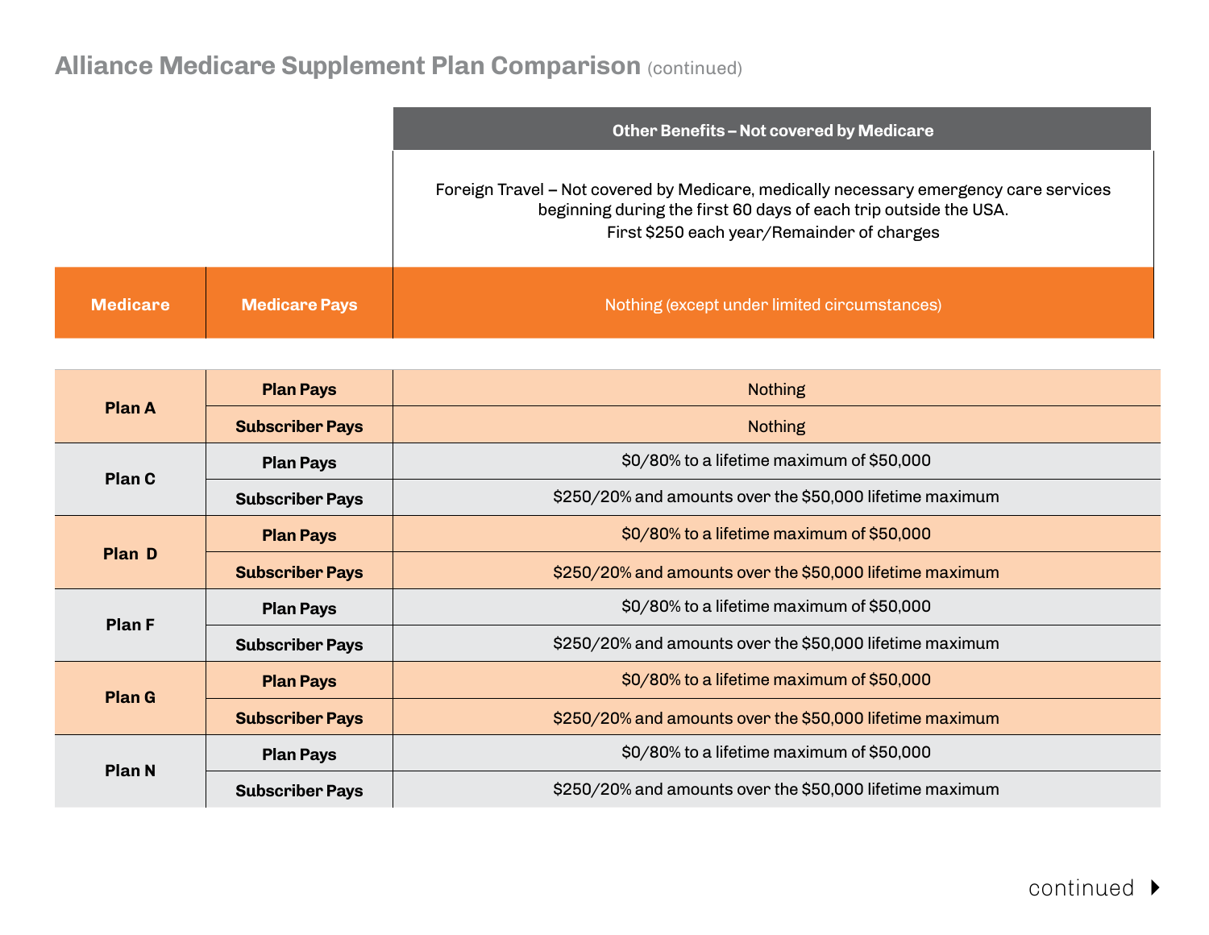## Alliance Medicare Supplement Plan Comparison (continued)

| | | Other Benefits – Not covered by Medicare |
|---|---|---|
| | | Foreign Travel – Not covered by Medicare, medically necessary emergency care services beginning during the first 60 days of each trip outside the USA. First $250 each year/Remainder of charges |
| **Medicare** | **Medicare Pays** | Nothing (except under limited circumstances) |
| **Plan A** | **Plan Pays** | Nothing |
| | **Subscriber Pays** | Nothing |
| **Plan C** | **Plan Pays** | $0/80% to a lifetime maximum of $50,000 |
| | **Subscriber Pays** | $250/20% and amounts over the $50,000 lifetime maximum |
| **Plan D** | **Plan Pays** | $0/80% to a lifetime maximum of $50,000 |
| | **Subscriber Pays** | $250/20% and amounts over the $50,000 lifetime maximum |
| **Plan F** | **Plan Pays** | $0/80% to a lifetime maximum of $50,000 |
| | **Subscriber Pays** | $250/20% and amounts over the $50,000 lifetime maximum |
| **Plan G** | **Plan Pays** | $0/80% to a lifetime maximum of $50,000 |
| | **Subscriber Pays** | $250/20% and amounts over the $50,000 lifetime maximum |
| **Plan N** | **Plan Pays** | $0/80% to a lifetime maximum of $50,000 |
| | **Subscriber Pays** | $250/20% and amounts over the $50,000 lifetime maximum |

continued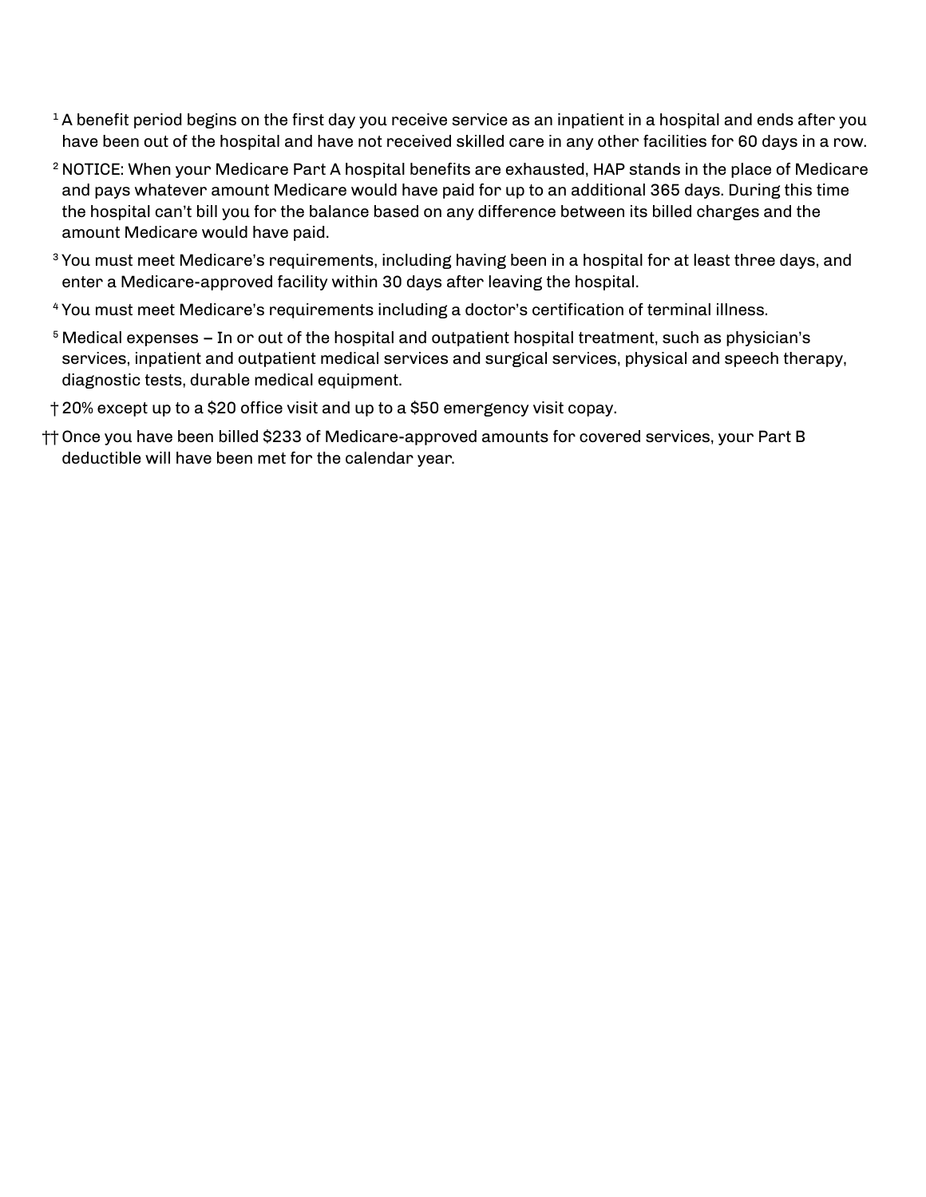[1] A benefit period begins on the first day you receive service as an inpatient in a hospital and ends after you have been out of the hospital and have not received skilled care in any other facilities for 60 days in a row.

[2] NOTICE: When your Medicare Part A hospital benefits are exhausted, HAP stands in the place of Medicare and pays whatever amount Medicare would have paid for up to an additional 365 days. During this time the hospital can't bill you for the balance based on any difference between its billed charges and the amount Medicare would have paid.

[3] You must meet Medicare's requirements, including having been in a hospital for at least three days, and enter a Medicare-approved facility within 30 days after leaving the hospital.

[4] You must meet Medicare's requirements including a doctor's certification of terminal illness.

[5] Medical expenses – In or out of the hospital and outpatient hospital treatment, such as physician's services, inpatient and outpatient medical services and surgical services, physical and speech therapy, diagnostic tests, durable medical equipment.

† 20% except up to a $20 office visit and up to a $50 emergency visit copay.

†† Once you have been billed $233 of Medicare-approved amounts for covered services, your Part B deductible will have been met for the calendar year.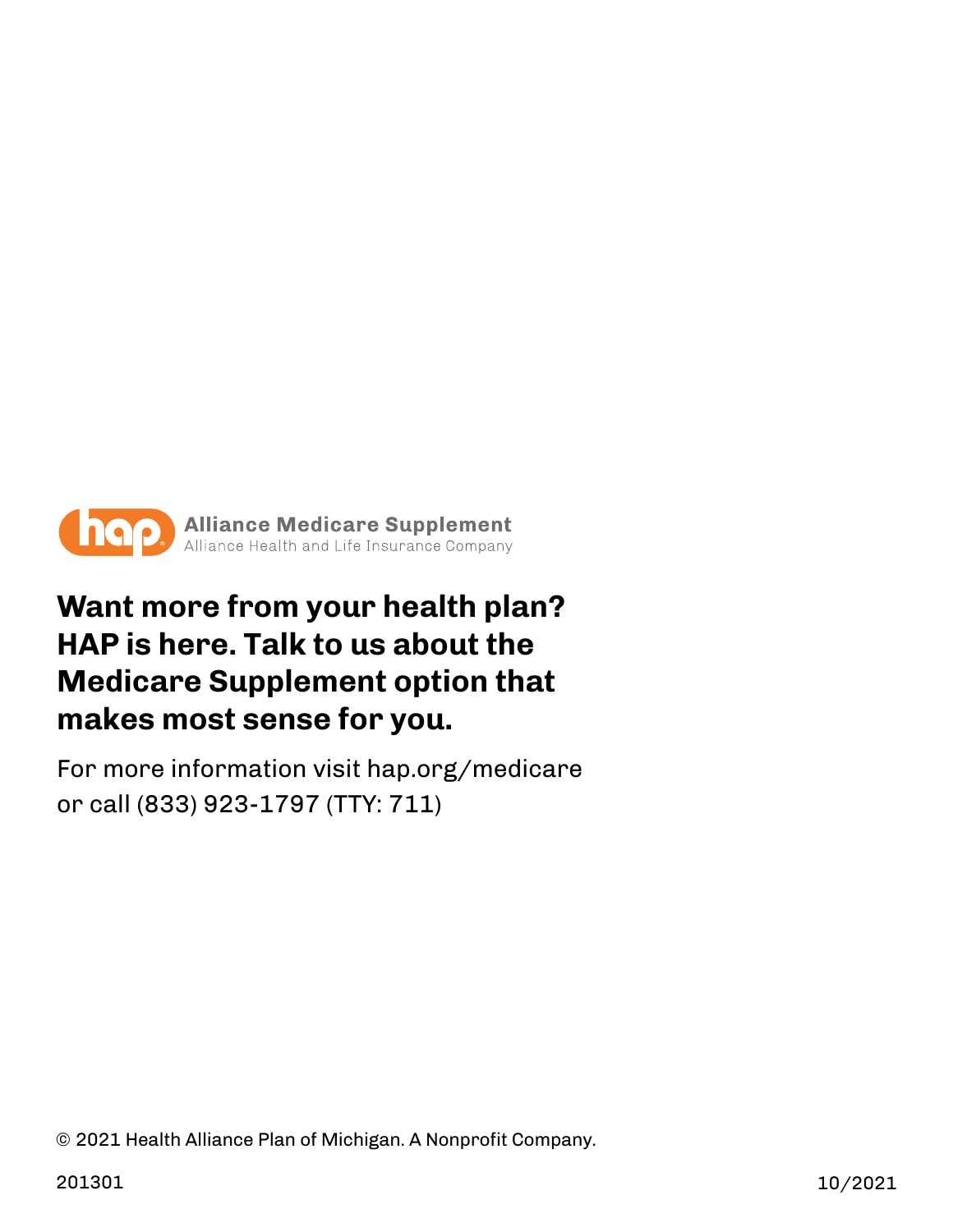hap Alliance Medicare Supplement
Alliance Health and Life Insurance Company

**Want more from your health plan? HAP is here. Talk to us about the Medicare Supplement option that makes most sense for you.**

For more information visit hap.org/medicare or call (833) 923-1797 (TTY: 711)

© 2021 Health Alliance Plan of Michigan. A Nonprofit Company.

201301

10/2021